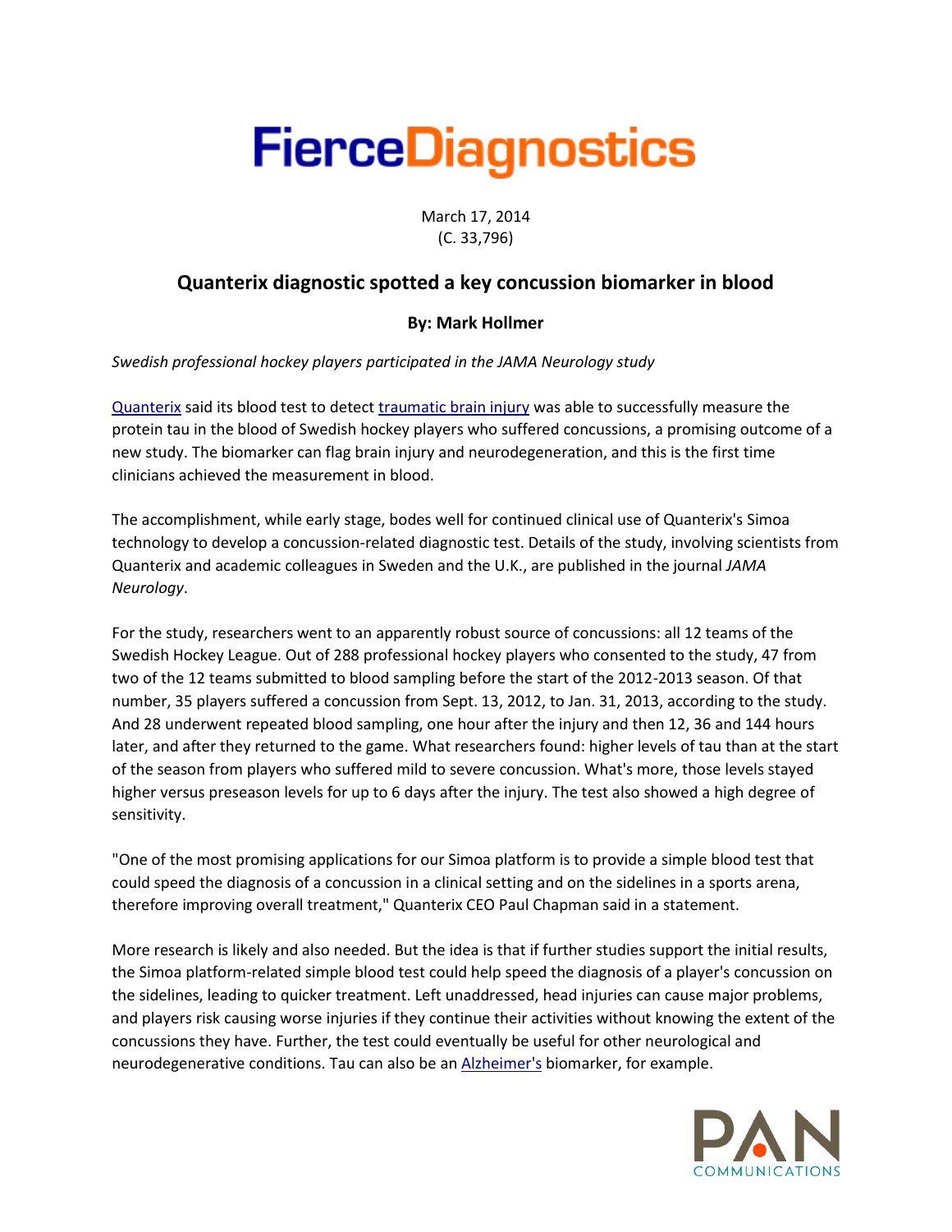# FierceDiagnostics

March 17, 2014
(C. 33,796)

## Quanterix diagnostic spotted a key concussion biomarker in blood

**By: Mark Hollmer**

*Swedish professional hockey players participated in the JAMA Neurology study*

Quanterix said its blood test to detect traumatic brain injury was able to successfully measure the protein tau in the blood of Swedish hockey players who suffered concussions, a promising outcome of a new study. The biomarker can flag brain injury and neurodegeneration, and this is the first time clinicians achieved the measurement in blood.

The accomplishment, while early stage, bodes well for continued clinical use of Quanterix's Simoa technology to develop a concussion-related diagnostic test. Details of the study, involving scientists from Quanterix and academic colleagues in Sweden and the U.K., are published in the journal *JAMA Neurology*.

For the study, researchers went to an apparently robust source of concussions: all 12 teams of the Swedish Hockey League. Out of 288 professional hockey players who consented to the study, 47 from two of the 12 teams submitted to blood sampling before the start of the 2012-2013 season. Of that number, 35 players suffered a concussion from Sept. 13, 2012, to Jan. 31, 2013, according to the study. And 28 underwent repeated blood sampling, one hour after the injury and then 12, 36 and 144 hours later, and after they returned to the game. What researchers found: higher levels of tau than at the start of the season from players who suffered mild to severe concussion. What's more, those levels stayed higher versus preseason levels for up to 6 days after the injury. The test also showed a high degree of sensitivity.

"One of the most promising applications for our Simoa platform is to provide a simple blood test that could speed the diagnosis of a concussion in a clinical setting and on the sidelines in a sports arena, therefore improving overall treatment," Quanterix CEO Paul Chapman said in a statement.

More research is likely and also needed. But the idea is that if further studies support the initial results, the Simoa platform-related simple blood test could help speed the diagnosis of a player's concussion on the sidelines, leading to quicker treatment. Left unaddressed, head injuries can cause major problems, and players risk causing worse injuries if they continue their activities without knowing the extent of the concussions they have. Further, the test could eventually be useful for other neurological and neurodegenerative conditions. Tau can also be an Alzheimer's biomarker, for example.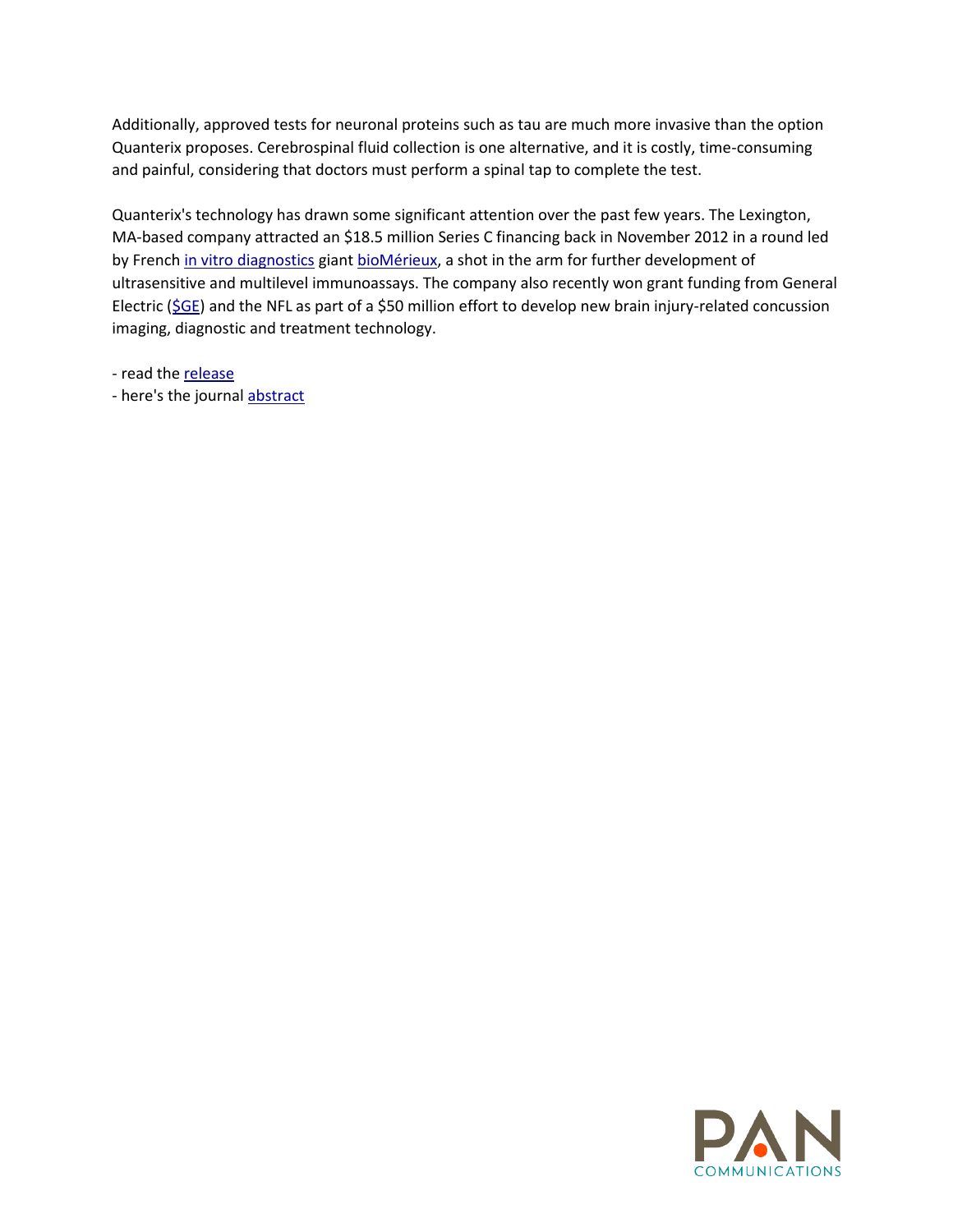Additionally, approved tests for neuronal proteins such as tau are much more invasive than the option Quanterix proposes. Cerebrospinal fluid collection is one alternative, and it is costly, time-consuming and painful, considering that doctors must perform a spinal tap to complete the test.

Quanterix's technology has drawn some significant attention over the past few years. The Lexington, MA-based company attracted an $18.5 million Series C financing back in November 2012 in a round led by French in vitro diagnostics giant bioMérieux, a shot in the arm for further development of ultrasensitive and multilevel immunoassays. The company also recently won grant funding from General Electric ($GE) and the NFL as part of a $50 million effort to develop new brain injury-related concussion imaging, diagnostic and treatment technology.

- read the release
- here's the journal abstract

PAN COMMUNICATIONS